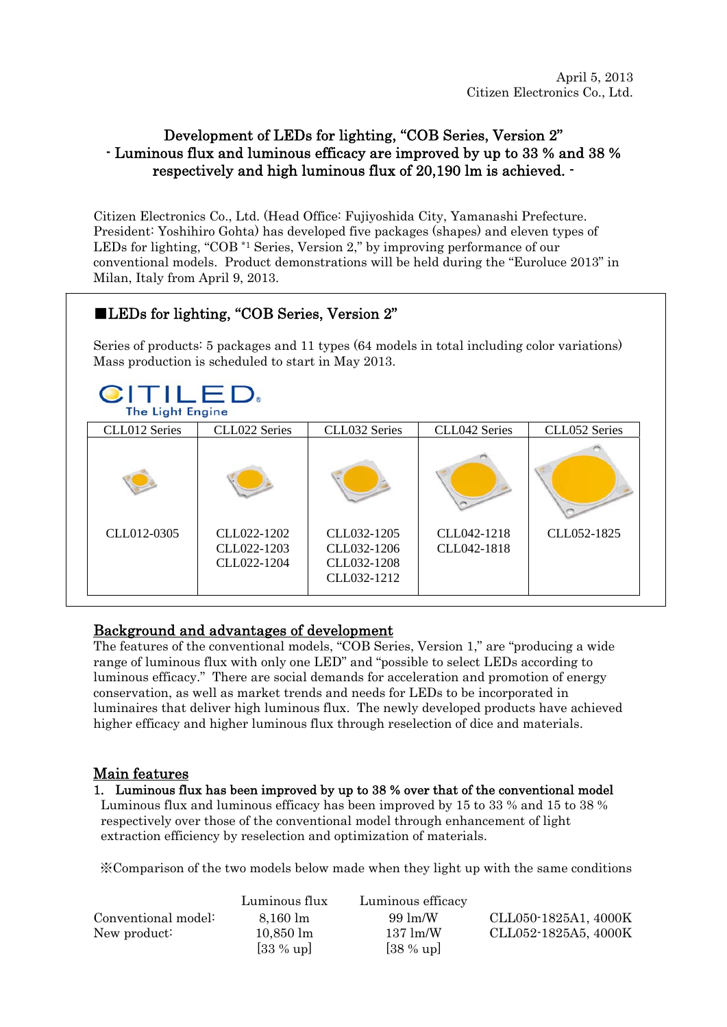April 5, 2013
Citizen Electronics Co., Ltd.

# Development of LEDs for lighting, "COB Series, Version 2"
## - Luminous flux and luminous efficacy are improved by up to 33 % and 38 % respectively and high luminous flux of 20,190 lm is achieved. -

Citizen Electronics Co., Ltd. (Head Office: Fujiyoshida City, Yamanashi Prefecture. President: Yoshihiro Gohta) has developed five packages (shapes) and eleven types of LEDs for lighting, "COB [*1] Series, Version 2," by improving performance of our conventional models. Product demonstrations will be held during the "Euroluce 2013" in Milan, Italy from April 9, 2013.

### ■LEDs for lighting, "COB Series, Version 2"

Series of products: 5 packages and 11 types (64 models in total including color variations)
Mass production is scheduled to start in May 2013.

CITILED The Light Engine

| CLL012 Series | CLL022 Series | CLL032 Series | CLL042 Series | CLL052 Series |
|---|---|---|---|---|
| CLL012-0305 | CLL022-1202<br>CLL022-1203<br>CLL022-1204 | CLL032-1205<br>CLL032-1206<br>CLL032-1208<br>CLL032-1212 | CLL042-1218<br>CLL042-1818 | CLL052-1825 |

## Background and advantages of development

The features of the conventional models, "COB Series, Version 1," are "producing a wide range of luminous flux with only one LED" and "possible to select LEDs according to luminous efficacy." There are social demands for acceleration and promotion of energy conservation, as well as market trends and needs for LEDs to be incorporated in luminaires that deliver high luminous flux. The newly developed products have achieved higher efficacy and higher luminous flux through reselection of dice and materials.

## Main features

1. **Luminous flux has been improved by up to 38 % over that of the conventional model**

   Luminous flux and luminous efficacy has been improved by 15 to 33 % and 15 to 38 % respectively over those of the conventional model through enhancement of light extraction efficiency by reselection and optimization of materials.

   ※Comparison of the two models below made when they light up with the same conditions

| | Luminous flux | Luminous efficacy | |
|---|---|---|---|
| Conventional model: | 8,160 lm | 99 lm/W | CLL050-1825A1, 4000K |
| New product: | 10,850 lm<br>[33 % up] | 137 lm/W<br>[38 % up] | CLL052-1825A5, 4000K |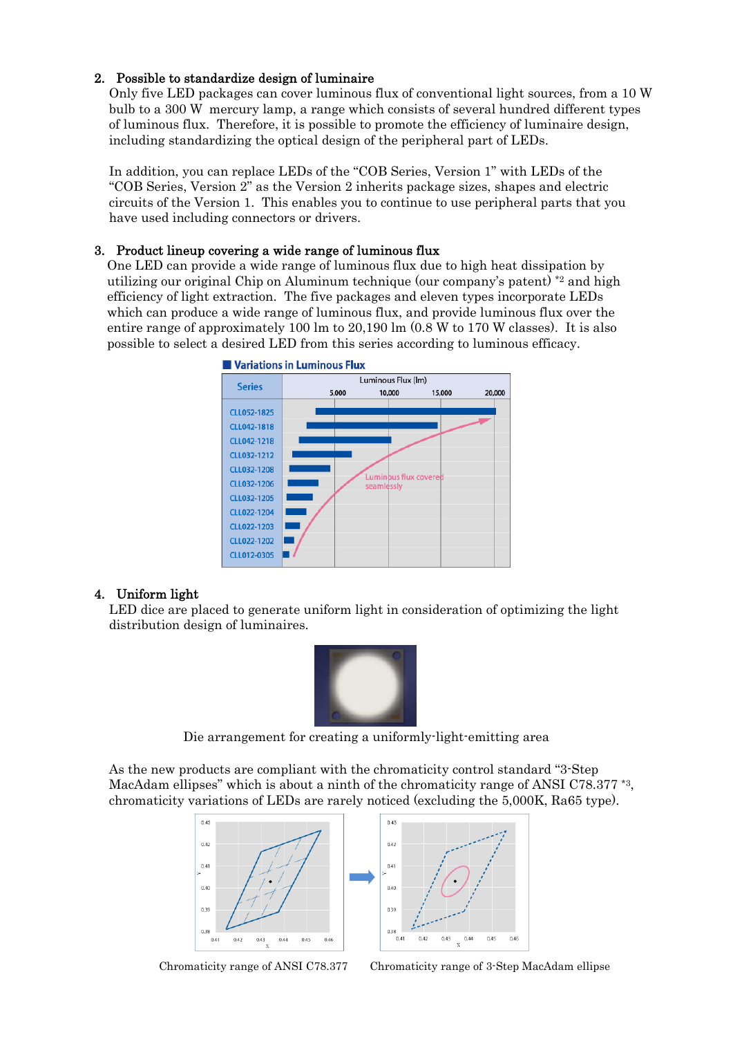## 2. Possible to standardize design of luminaire

Only five LED packages can cover luminous flux of conventional light sources, from a 10 W bulb to a 300 W mercury lamp, a range which consists of several hundred different types of luminous flux. Therefore, it is possible to promote the efficiency of luminaire design, including standardizing the optical design of the peripheral part of LEDs.

In addition, you can replace LEDs of the "COB Series, Version 1" with LEDs of the "COB Series, Version 2" as the Version 2 inherits package sizes, shapes and electric circuits of the Version 1. This enables you to continue to use peripheral parts that you have used including connectors or drivers.

## 3. Product lineup covering a wide range of luminous flux

One LED can provide a wide range of luminous flux due to high heat dissipation by utilizing our original Chip on Aluminum technique (our company's patent) *2 and high efficiency of light extraction. The five packages and eleven types incorporate LEDs which can produce a wide range of luminous flux, and provide luminous flux over the entire range of approximately 100 lm to 20,190 lm (0.8 W to 170 W classes). It is also possible to select a desired LED from this series according to luminous efficacy.

■ Variations in Luminous Flux

Series: CLL052-1825, CLL042-1818, CLL042-1218, CLL032-1212, CLL032-1208, CLL032-1206, CLL032-1205, CLL022-1204, CLL022-1203, CLL022-1202, CLL012-0305

Luminous Flux (lm): 5,000 / 10,000 / 15,000 / 20,000

Luminous flux covered seamlessly

## 4. Uniform light

LED dice are placed to generate uniform light in consideration of optimizing the light distribution design of luminaires.

Die arrangement for creating a uniformly-light-emitting area

As the new products are compliant with the chromaticity control standard "3-Step MacAdam ellipses" which is about a ninth of the chromaticity range of ANSI C78.377 *3, chromaticity variations of LEDs are rarely noticed (excluding the 5,000K, Ra65 type).

Chromaticity range of ANSI C78.377 Chromaticity range of 3-Step MacAdam ellipse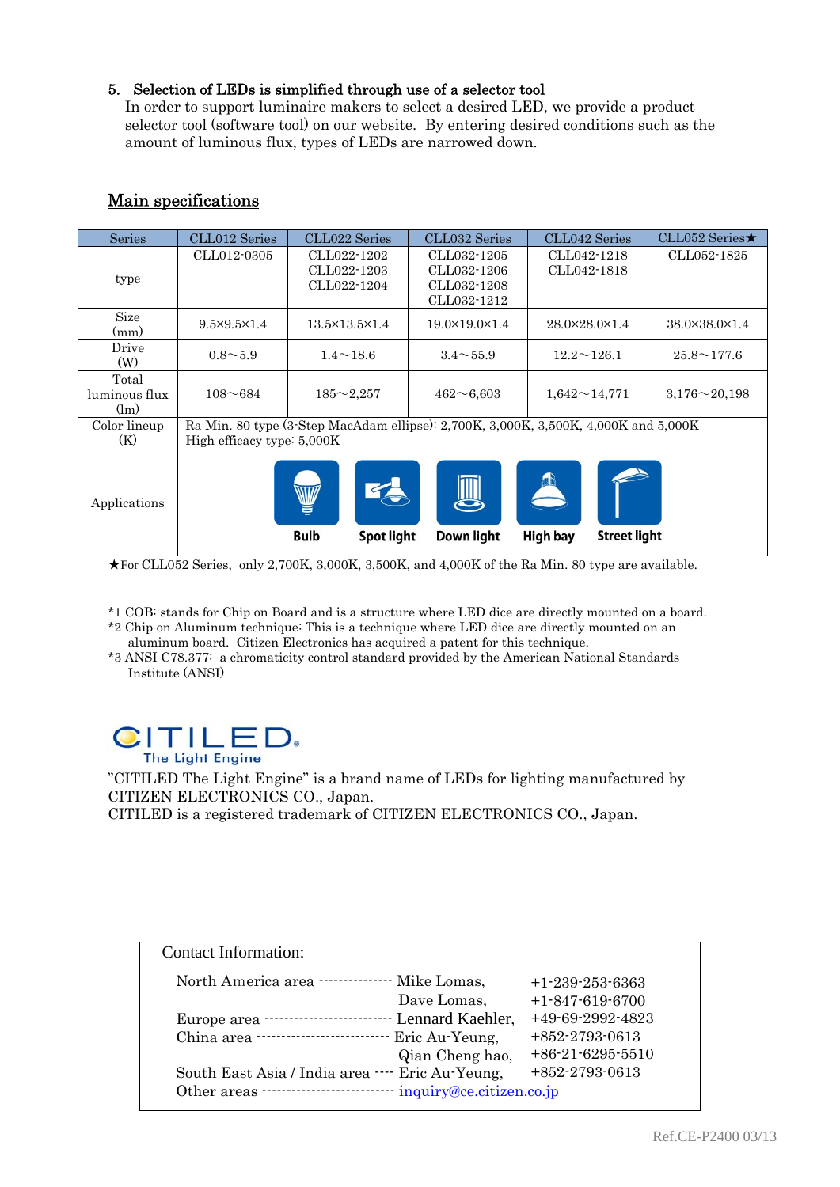5. **Selection of LEDs is simplified through use of a selector tool**
   In order to support luminaire makers to select a desired LED, we provide a product selector tool (software tool) on our website. By entering desired conditions such as the amount of luminous flux, types of LEDs are narrowed down.

## Main specifications

| Series | CLL012 Series | CLL022 Series | CLL032 Series | CLL042 Series | CLL052 Series★ |
|---|---|---|---|---|---|
| type | CLL012-0305 | CLL022-1202<br>CLL022-1203<br>CLL022-1204 | CLL032-1205<br>CLL032-1206<br>CLL032-1208<br>CLL032-1212 | CLL042-1218<br>CLL042-1818 | CLL052-1825 |
| Size (mm) | 9.5×9.5×1.4 | 13.5×13.5×1.4 | 19.0×19.0×1.4 | 28.0×28.0×1.4 | 38.0×38.0×1.4 |
| Drive (W) | 0.8～5.9 | 1.4～18.6 | 3.4～55.9 | 12.2～126.1 | 25.8～177.6 |
| Total luminous flux (lm) | 108～684 | 185～2,257 | 462～6,603 | 1,642～14,771 | 3,176～20,198 |
| Color lineup (K) | Ra Min. 80 type (3-Step MacAdam ellipse): 2,700K, 3,000K, 3,500K, 4,000K and 5,000K<br>High efficacy type: 5,000K | | | | |
| Applications | Bulb, Spot light, Down light, High bay, Street light | | | | |

★For CLL052 Series, only 2,700K, 3,000K, 3,500K, and 4,000K of the Ra Min. 80 type are available.

*1 COB: stands for Chip on Board and is a structure where LED dice are directly mounted on a board.
*2 Chip on Aluminum technique: This is a technique where LED dice are directly mounted on an aluminum board. Citizen Electronics has acquired a patent for this technique.
*3 ANSI C78.377: a chromaticity control standard provided by the American National Standards Institute (ANSI)

CITILED
The Light Engine

"CITILED The Light Engine" is a brand name of LEDs for lighting manufactured by CITIZEN ELECTRONICS CO., Japan.
CITILED is a registered trademark of CITIZEN ELECTRONICS CO., Japan.

Contact Information:

| | | |
|---|---|---|
| North America area | Mike Lomas, | +1-239-253-6363 |
| | Dave Lomas, | +1-847-619-6700 |
| Europe area | Lennard Kaehler, | +49-69-2992-4823 |
| China area | Eric Au-Yeung, | +852-2793-0613 |
| | Qian Cheng hao, | +86-21-6295-5510 |
| South East Asia / India area | Eric Au-Yeung, | +852-2793-0613 |
| Other areas | inquiry@ce.citizen.co.jp | |

Ref.CE-P2400 03/13